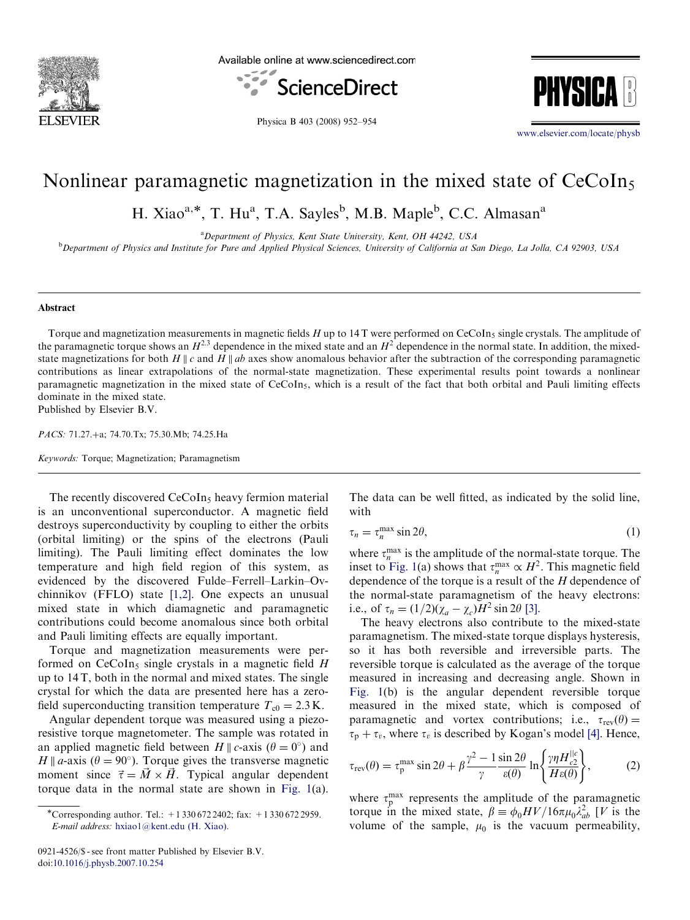# Nonlinear paramagnetic magnetization in the mixed state of $CeCoIn_5$

H. Xiao[a,*], T. Hu[a], T.A. Sayles[b], M.B. Maple[b], C.C. Almasan[a]

[a] *Department of Physics, Kent State University, Kent, OH 44242, USA*

[b] *Department of Physics and Institute for Pure and Applied Physical Sciences, University of California at San Diego, La Jolla, CA 92903, USA*

## Abstract

Torque and magnetization measurements in magnetic fields $H$ up to 14 T were performed on $CeCoIn_5$ single crystals. The amplitude of the paramagnetic torque shows an $H^{2.3}$ dependence in the mixed state and an $H^2$ dependence in the normal state. In addition, the mixed-state magnetizations for both $H \parallel c$ and $H \parallel ab$ axes show anomalous behavior after the subtraction of the corresponding paramagnetic contributions as linear extrapolations of the normal-state magnetization. These experimental results point towards a nonlinear paramagnetic magnetization in the mixed state of $CeCoIn_5$, which is a result of the fact that both orbital and Pauli limiting effects dominate in the mixed state.

Published by Elsevier B.V.

*PACS:* 71.27.+a; 74.70.Tx; 75.30.Mb; 74.25.Ha

*Keywords:* Torque; Magnetization; Paramagnetism

The recently discovered $CeCoIn_5$ heavy fermion material is an unconventional superconductor. A magnetic field destroys superconductivity by coupling to either the orbits (orbital limiting) or the spins of the electrons (Pauli limiting). The Pauli limiting effect dominates the low temperature and high field region of this system, as evidenced by the discovered Fulde–Ferrell–Larkin–Ovchinnikov (FFLO) state [1,2]. One expects an unusual mixed state in which diamagnetic and paramagnetic contributions could become anomalous since both orbital and Pauli limiting effects are equally important.

Torque and magnetization measurements were performed on $CeCoIn_5$ single crystals in a magnetic field $H$ up to 14 T, both in the normal and mixed states. The single crystal for which the data are presented here has a zero-field superconducting transition temperature $T_{c0} = 2.3\,\text{K}$.

Angular dependent torque was measured using a piezoresistive torque magnetometer. The sample was rotated in an applied magnetic field between $H \parallel c$-axis ($\theta = 0^\circ$) and $H \parallel a$-axis ($\theta = 90^\circ$). Torque gives the transverse magnetic moment since $\vec{\tau} = \vec{M} \times \vec{H}$. Typical angular dependent torque data in the normal state are shown in Fig. 1(a). The data can be well fitted, as indicated by the solid line, with

$$\tau_n = \tau_n^{\max} \sin 2\theta, \tag{1}$$

where $\tau_n^{\max}$ is the amplitude of the normal-state torque. The inset to Fig. 1(a) shows that $\tau_n^{\max} \propto H^2$. This magnetic field dependence of the torque is a result of the $H$ dependence of the normal-state paramagnetism of the heavy electrons: i.e., of $\tau_n = (1/2)(\chi_a - \chi_c)H^2 \sin 2\theta$ [3].

The heavy electrons also contribute to the mixed-state paramagnetism. The mixed-state torque displays hysteresis, so it has both reversible and irreversible parts. The reversible torque is calculated as the average of the torque measured in increasing and decreasing angle. Shown in Fig. 1(b) is the angular dependent reversible torque measured in the mixed state, which is composed of paramagnetic and vortex contributions; i.e., $\tau_{\text{rev}}(\theta) = \tau_{\text{p}} + \tau_v$, where $\tau_v$ is described by Kogan's model [4]. Hence,

$$\tau_{\text{rev}}(\theta) = \tau_{\text{p}}^{\max} \sin 2\theta + \beta \frac{\gamma^2 - 1}{\gamma} \frac{\sin 2\theta}{\varepsilon(\theta)} \ln\left\{ \frac{\gamma \eta H_{c2}^{\parallel c}}{H \varepsilon(\theta)} \right\}, \tag{2}$$

where $\tau_{\text{p}}^{\max}$ represents the amplitude of the paramagnetic torque in the mixed state, $\beta \equiv \phi_0 HV/16\pi\mu_0\lambda_{ab}^2$ [$V$ is the volume of the sample, $\mu_0$ is the vacuum permeability,

---

*Corresponding author. Tel.: +1 330 672 2402; fax: +1 330 672 2959.
*E-mail address:* hxiao1@kent.edu (H. Xiao).

0921-4526/$ - see front matter Published by Elsevier B.V.
doi:10.1016/j.physb.2007.10.254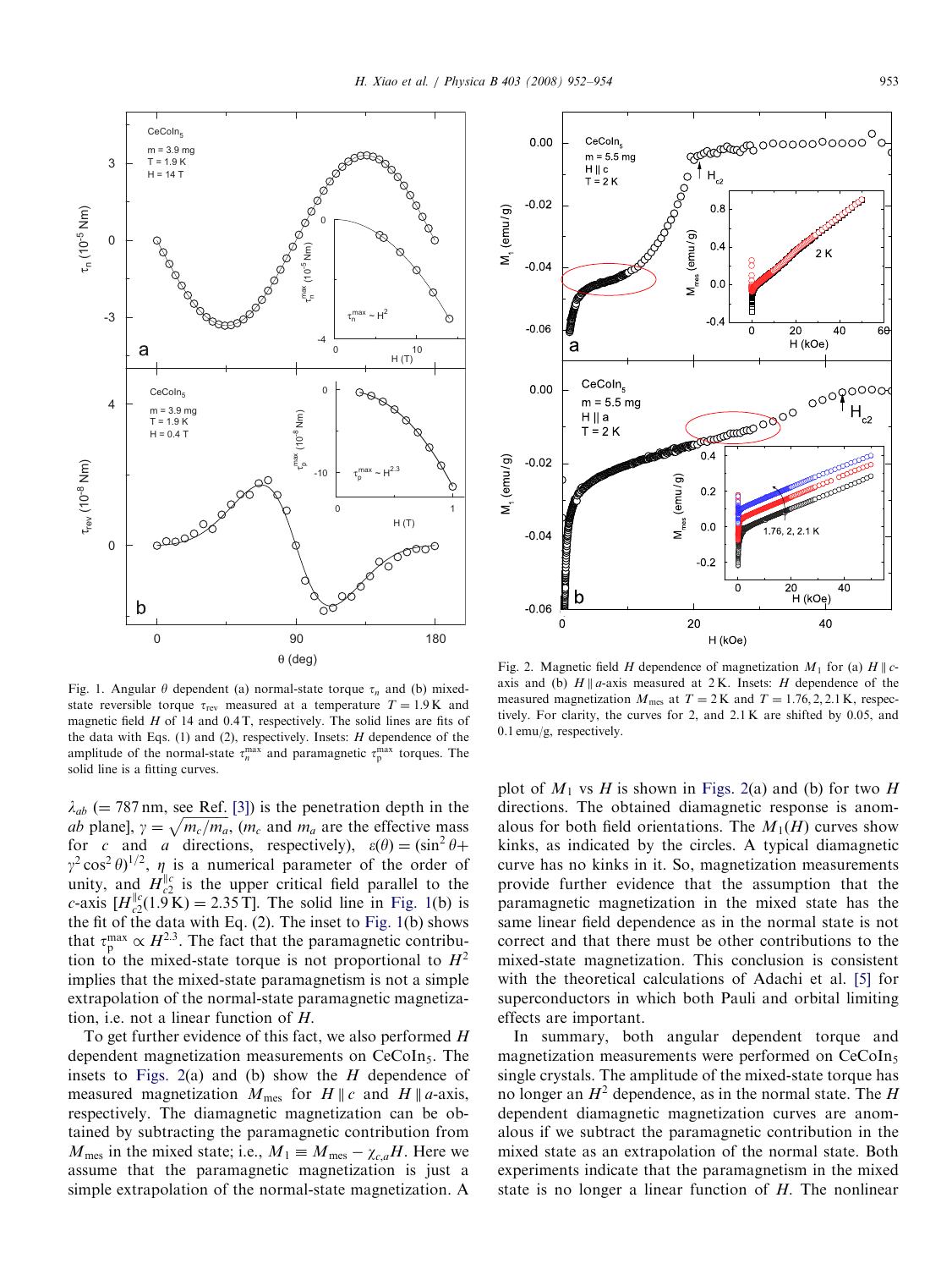Fig. 1. Angular $\theta$ dependent (a) normal-state torque $\tau_n$ and (b) mixed-state reversible torque $\tau_{rev}$ measured at a temperature $T = 1.9$ K and magnetic field $H$ of 14 and 0.4 T, respectively. The solid lines are fits of the data with Eqs. (1) and (2), respectively. Insets: $H$ dependence of the amplitude of the normal-state $\tau_n^{max}$ and paramagnetic $\tau_p^{max}$ torques. The solid line is a fitting curves.

$\lambda_{ab}$ (= 787 nm, see Ref. [3]) is the penetration depth in the *ab* plane], $\gamma = \sqrt{m_c/m_a}$, ($m_c$ and $m_a$ are the effective mass for *c* and *a* directions, respectively), $\varepsilon(\theta) = (\sin^2\theta + \gamma^2\cos^2\theta)^{1/2}$, $\eta$ is a numerical parameter of the order of unity, and $H_{c2}^{\parallel c}$ is the upper critical field parallel to the *c*-axis [$H_{c2}^{\parallel c}(1.9\,\text{K}) = 2.35\,\text{T}$]. The solid line in Fig. 1(b) is the fit of the data with Eq. (2). The inset to Fig. 1(b) shows that $\tau_p^{max} \propto H^{2.3}$. The fact that the paramagnetic contribution to the mixed-state torque is not proportional to $H^2$ implies that the mixed-state paramagnetism is not a simple extrapolation of the normal-state paramagnetic magnetization, i.e. not a linear function of $H$.

To get further evidence of this fact, we also performed $H$ dependent magnetization measurements on $CeCoIn_5$. The insets to Figs. 2(a) and (b) show the $H$ dependence of measured magnetization $M_{mes}$ for $H \parallel c$ and $H \parallel a$-axis, respectively. The diamagnetic magnetization can be obtained by subtracting the paramagnetic contribution from $M_{mes}$ in the mixed state; i.e., $M_1 \equiv M_{mes} - \chi_{c,a}H$. Here we assume that the paramagnetic magnetization is just a simple extrapolation of the normal-state magnetization. A plot of $M_1$ vs $H$ is shown in Figs. 2(a) and (b) for two $H$ directions. The obtained diamagnetic response is anomalous for both field orientations. The $M_1(H)$ curves show kinks, as indicated by the circles. A typical diamagnetic curve has no kinks in it. So, magnetization measurements provide further evidence that the assumption that the paramagnetic magnetization in the mixed state has the same linear field dependence as in the normal state is not correct and that there must be other contributions to the mixed-state magnetization. This conclusion is consistent with the theoretical calculations of Adachi et al. [5] for superconductors in which both Pauli and orbital limiting effects are important.

Fig. 2. Magnetic field $H$ dependence of magnetization $M_1$ for (a) $H \parallel c$-axis and (b) $H \parallel a$-axis measured at 2 K. Insets: $H$ dependence of the measured magnetization $M_{mes}$ at $T = 2$ K and $T = 1.76, 2, 2.1$ K, respectively. For clarity, the curves for 2, and 2.1 K are shifted by 0.05, and 0.1 emu/g, respectively.

In summary, both angular dependent torque and magnetization measurements were performed on $CeCoIn_5$ single crystals. The amplitude of the mixed-state torque has no longer an $H^2$ dependence, as in the normal state. The $H$ dependent diamagnetic magnetization curves are anomalous if we subtract the paramagnetic contribution in the mixed state as an extrapolation of the normal state. Both experiments indicate that the paramagnetism in the mixed state is no longer a linear function of $H$. The nonlinear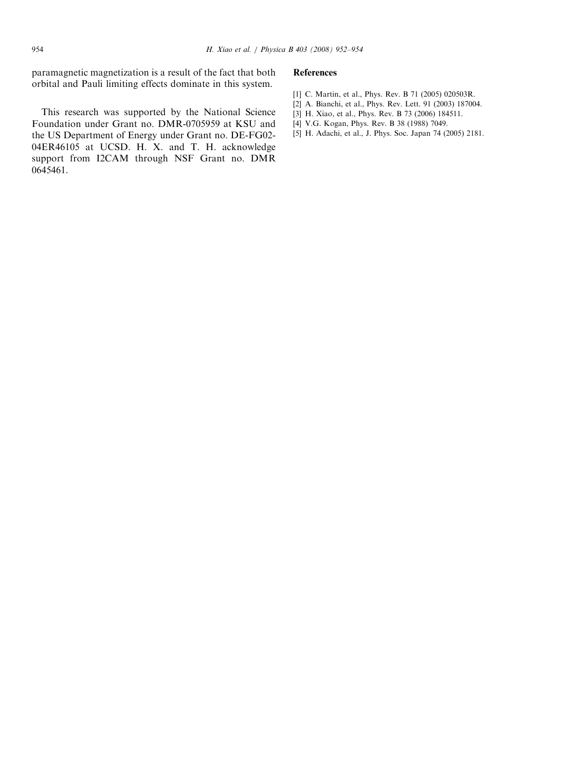paramagnetic magnetization is a result of the fact that both orbital and Pauli limiting effects dominate in this system.

This research was supported by the National Science Foundation under Grant no. DMR-0705959 at KSU and the US Department of Energy under Grant no. DE-FG02-04ER46105 at UCSD. H. X. and T. H. acknowledge support from I2CAM through NSF Grant no. DMR 0645461.

## References

[1] C. Martin, et al., Phys. Rev. B 71 (2005) 020503R.
[2] A. Bianchi, et al., Phys. Rev. Lett. 91 (2003) 187004.
[3] H. Xiao, et al., Phys. Rev. B 73 (2006) 184511.
[4] V.G. Kogan, Phys. Rev. B 38 (1988) 7049.
[5] H. Adachi, et al., J. Phys. Soc. Japan 74 (2005) 2181.